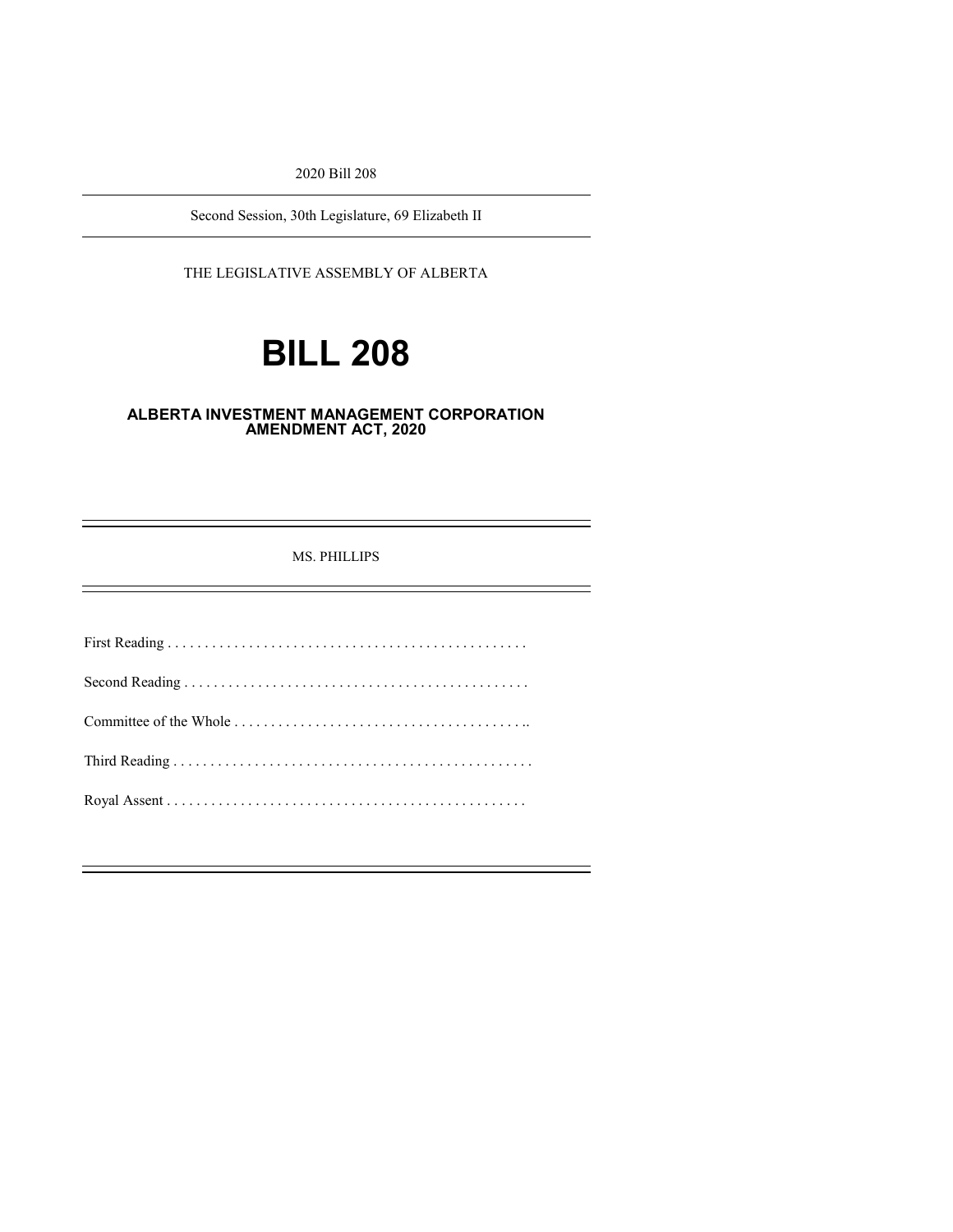2020 Bill 208

Second Session, 30th Legislature, 69 Elizabeth II

THE LEGISLATIVE ASSEMBLY OF ALBERTA

# BILL 208

## ALBERTA INVESTMENT MANAGEMENT CORPORATION AMENDMENT ACT, 2020

MS. PHILLIPS

First Reading . . . . . . . . . . . . . . . . . . . . . . . . . . . . . . . . . . . . . . . . . . . . . . . .

Second Reading . . . . . . . . . . . . . . . . . . . . . . . . . . . . . . . . . . . . . . . . . . . . . .

Committee of the Whole . . . . . . . . . . . . . . . . . . . . . . . . . . . . . . . . . . . . . . ..

Third Reading . . . . . . . . . . . . . . . . . . . . . . . . . . . . . . . . . . . . . . . . . . . . . . . .

Royal Assent . . . . . . . . . . . . . . . . . . . . . . . . . . . . . . . . . . . . . . . . . . . . . . . .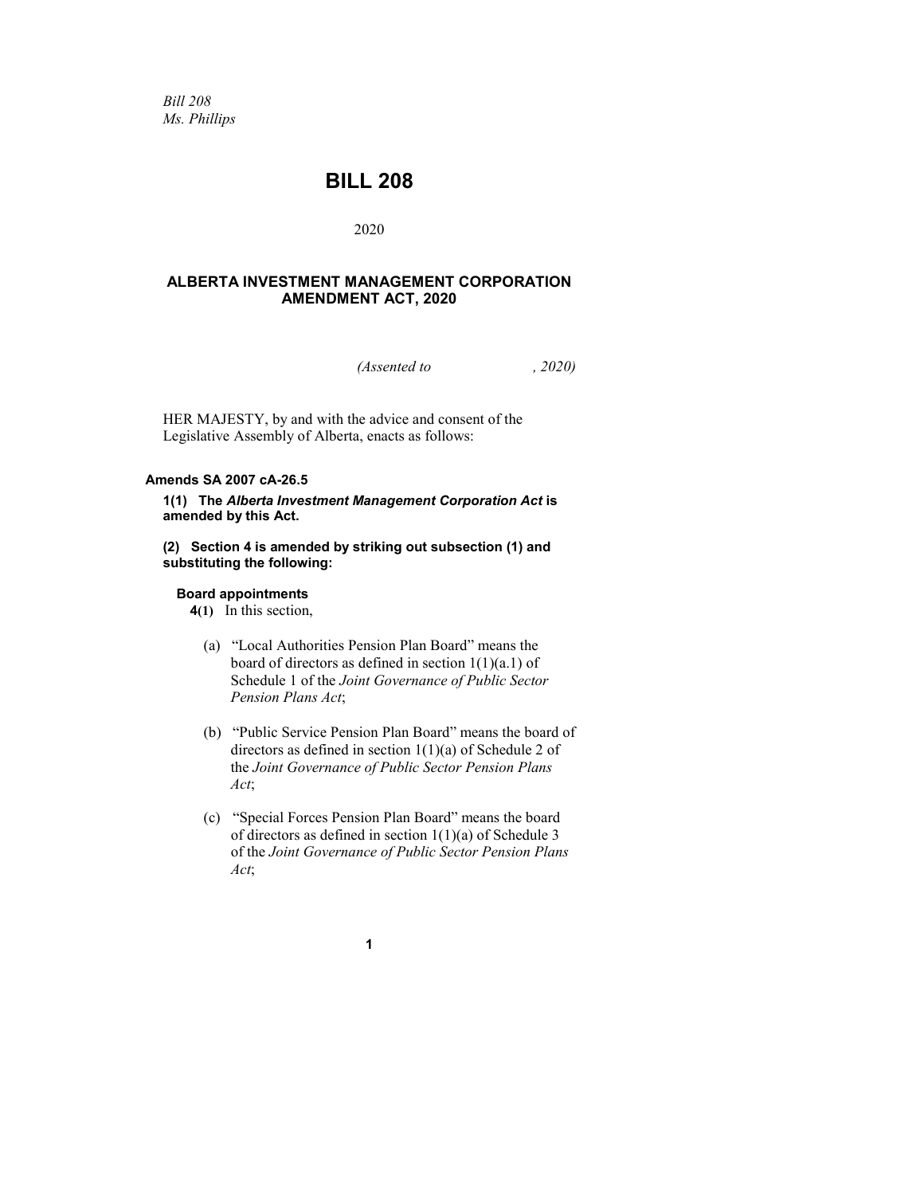*Bill 208*
*Ms. Phillips*

# BILL 208

2020

## ALBERTA INVESTMENT MANAGEMENT CORPORATION AMENDMENT ACT, 2020

*(Assented to , 2020)*

HER MAJESTY, by and with the advice and consent of the Legislative Assembly of Alberta, enacts as follows:

**Amends SA 2007 cA-26.5**

**1(1) The *Alberta Investment Management Corporation Act* is amended by this Act.**

**(2) Section 4 is amended by striking out subsection (1) and substituting the following:**

**Board appointments**

**4(1)** In this section,

(a) "Local Authorities Pension Plan Board" means the board of directors as defined in section 1(1)(a.1) of Schedule 1 of the *Joint Governance of Public Sector Pension Plans Act*;

(b) "Public Service Pension Plan Board" means the board of directors as defined in section 1(1)(a) of Schedule 2 of the *Joint Governance of Public Sector Pension Plans Act*;

(c) "Special Forces Pension Plan Board" means the board of directors as defined in section 1(1)(a) of Schedule 3 of the *Joint Governance of Public Sector Pension Plans Act*;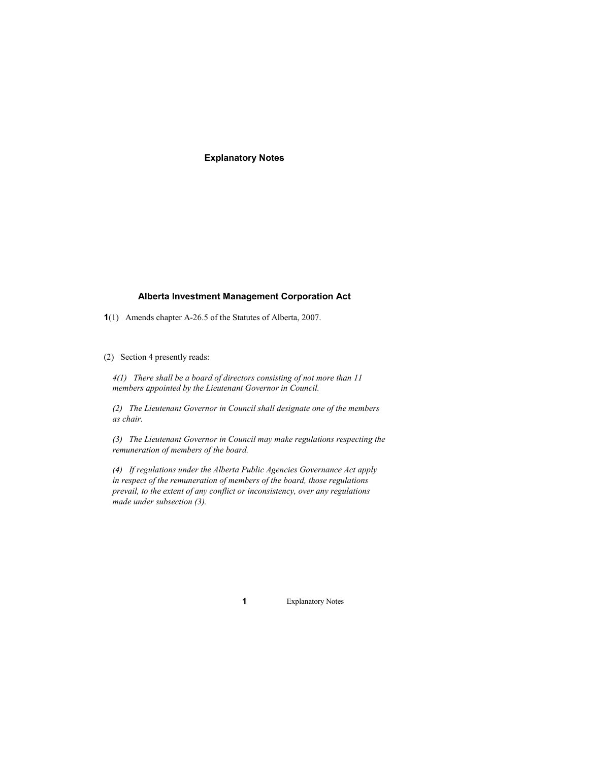# Explanatory Notes

## Alberta Investment Management Corporation Act

**1**(1) Amends chapter A-26.5 of the Statutes of Alberta, 2007.

(2) Section 4 presently reads:

*4(1) There shall be a board of directors consisting of not more than 11 members appointed by the Lieutenant Governor in Council.*

*(2) The Lieutenant Governor in Council shall designate one of the members as chair.*

*(3) The Lieutenant Governor in Council may make regulations respecting the remuneration of members of the board.*

*(4) If regulations under the Alberta Public Agencies Governance Act apply in respect of the remuneration of members of the board, those regulations prevail, to the extent of any conflict or inconsistency, over any regulations made under subsection (3).*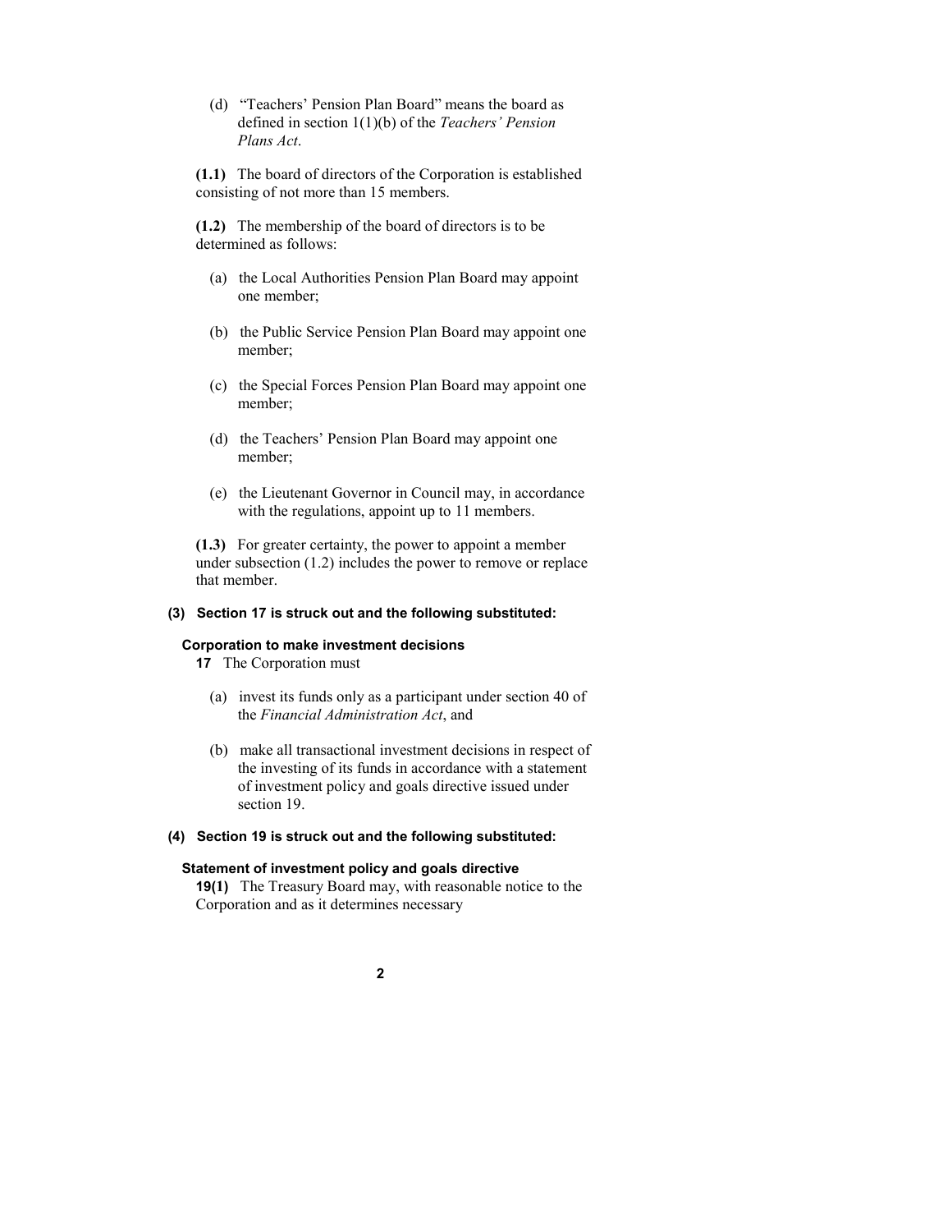(d) "Teachers' Pension Plan Board" means the board as defined in section 1(1)(b) of the *Teachers' Pension Plans Act*.

**(1.1)** The board of directors of the Corporation is established consisting of not more than 15 members.

**(1.2)** The membership of the board of directors is to be determined as follows:

(a) the Local Authorities Pension Plan Board may appoint one member;

(b) the Public Service Pension Plan Board may appoint one member;

(c) the Special Forces Pension Plan Board may appoint one member;

(d) the Teachers' Pension Plan Board may appoint one member;

(e) the Lieutenant Governor in Council may, in accordance with the regulations, appoint up to 11 members.

**(1.3)** For greater certainty, the power to appoint a member under subsection (1.2) includes the power to remove or replace that member.

**(3) Section 17 is struck out and the following substituted:**

**Corporation to make investment decisions**

**17** The Corporation must

(a) invest its funds only as a participant under section 40 of the *Financial Administration Act*, and

(b) make all transactional investment decisions in respect of the investing of its funds in accordance with a statement of investment policy and goals directive issued under section 19.

**(4) Section 19 is struck out and the following substituted:**

**Statement of investment policy and goals directive**

**19(1)** The Treasury Board may, with reasonable notice to the Corporation and as it determines necessary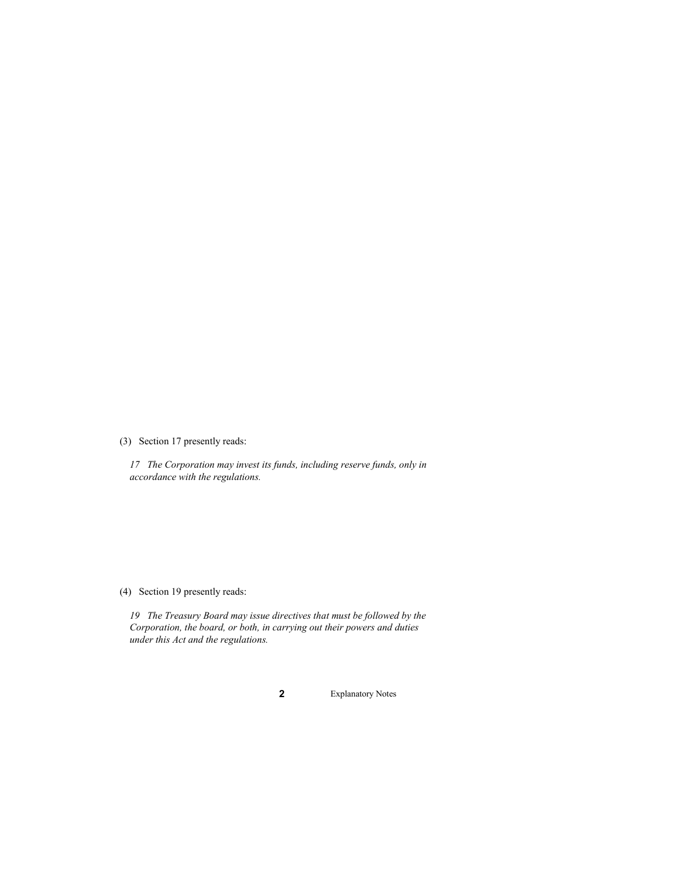(3) Section 17 presently reads:

*17 The Corporation may invest its funds, including reserve funds, only in accordance with the regulations.*

(4) Section 19 presently reads:

*19 The Treasury Board may issue directives that must be followed by the Corporation, the board, or both, in carrying out their powers and duties under this Act and the regulations.*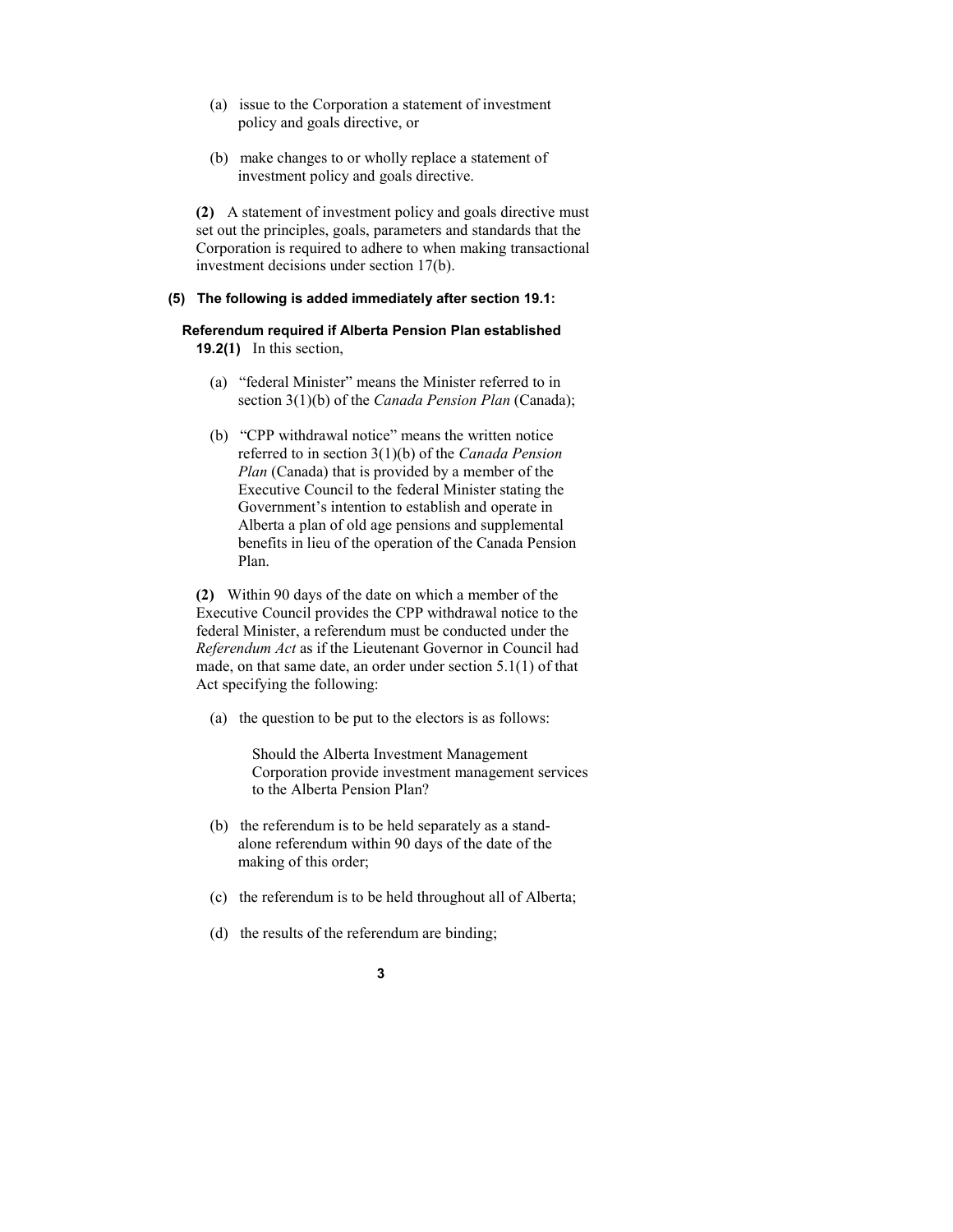(a) issue to the Corporation a statement of investment policy and goals directive, or

(b) make changes to or wholly replace a statement of investment policy and goals directive.

**(2)** A statement of investment policy and goals directive must set out the principles, goals, parameters and standards that the Corporation is required to adhere to when making transactional investment decisions under section 17(b).

**(5) The following is added immediately after section 19.1:**

**Referendum required if Alberta Pension Plan established**

**19.2(1)** In this section,

(a) "federal Minister" means the Minister referred to in section 3(1)(b) of the *Canada Pension Plan* (Canada);

(b) "CPP withdrawal notice" means the written notice referred to in section 3(1)(b) of the *Canada Pension Plan* (Canada) that is provided by a member of the Executive Council to the federal Minister stating the Government's intention to establish and operate in Alberta a plan of old age pensions and supplemental benefits in lieu of the operation of the Canada Pension Plan.

**(2)** Within 90 days of the date on which a member of the Executive Council provides the CPP withdrawal notice to the federal Minister, a referendum must be conducted under the *Referendum Act* as if the Lieutenant Governor in Council had made, on that same date, an order under section 5.1(1) of that Act specifying the following:

(a) the question to be put to the electors is as follows:

> Should the Alberta Investment Management Corporation provide investment management services to the Alberta Pension Plan?

(b) the referendum is to be held separately as a stand-alone referendum within 90 days of the date of the making of this order;

(c) the referendum is to be held throughout all of Alberta;

(d) the results of the referendum are binding;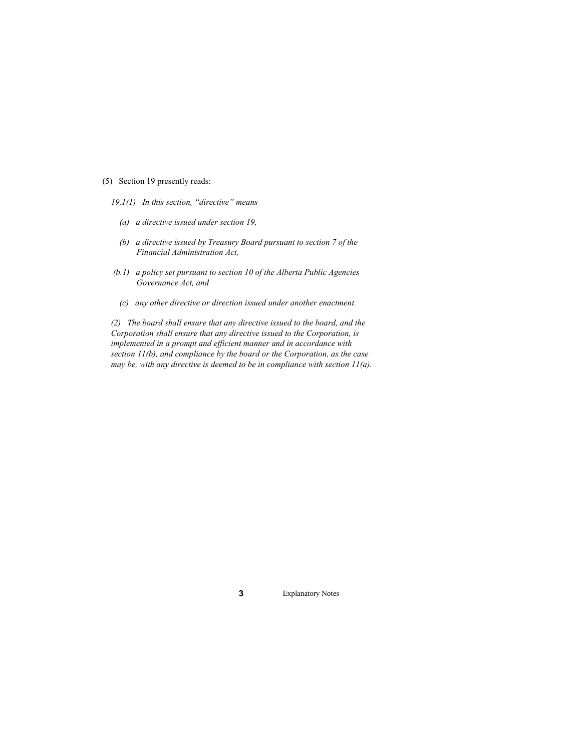(5) Section 19 presently reads:

*19.1(1) In this section, "directive" means*

*(a) a directive issued under section 19,*

*(b) a directive issued by Treasury Board pursuant to section 7 of the Financial Administration Act,*

*(b.1) a policy set pursuant to section 10 of the Alberta Public Agencies Governance Act, and*

*(c) any other directive or direction issued under another enactment.*

*(2) The board shall ensure that any directive issued to the board, and the Corporation shall ensure that any directive issued to the Corporation, is implemented in a prompt and efficient manner and in accordance with section 11(b), and compliance by the board or the Corporation, as the case may be, with any directive is deemed to be in compliance with section 11(a).*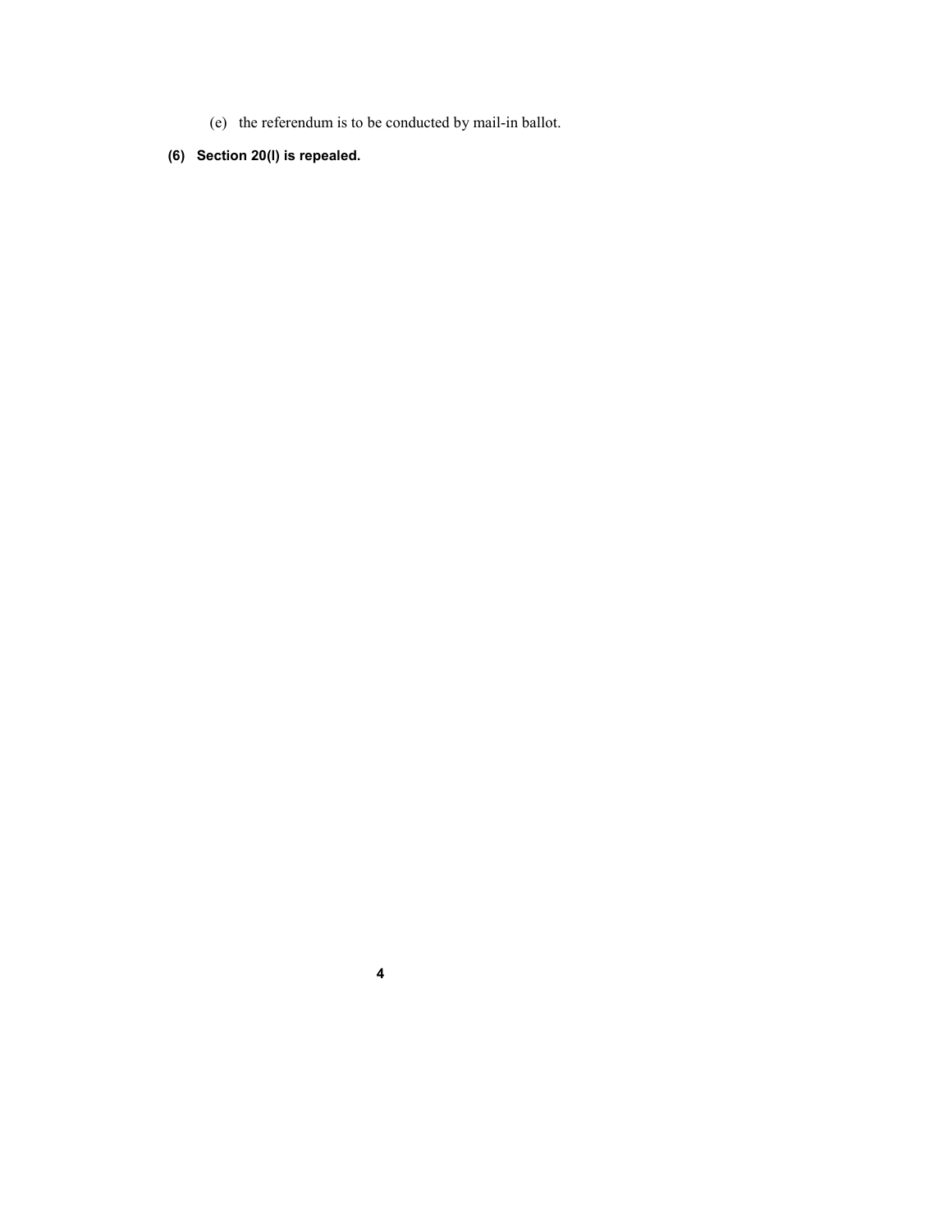(e) the referendum is to be conducted by mail-in ballot.

**(6) Section 20(l) is repealed.**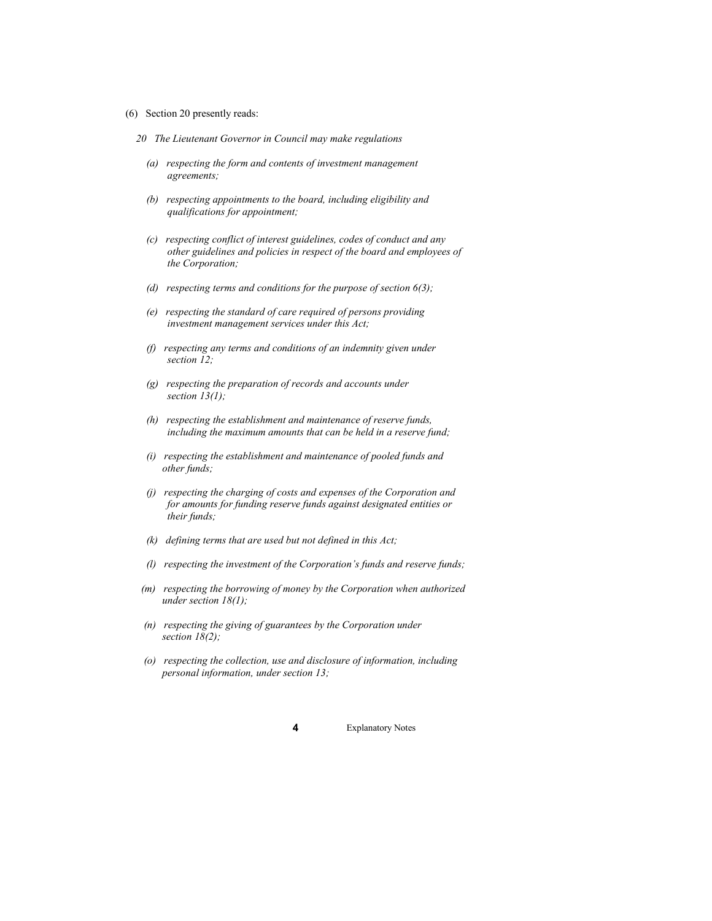(6) Section 20 presently reads:

*20 The Lieutenant Governor in Council may make regulations*

*(a) respecting the form and contents of investment management agreements;*

*(b) respecting appointments to the board, including eligibility and qualifications for appointment;*

*(c) respecting conflict of interest guidelines, codes of conduct and any other guidelines and policies in respect of the board and employees of the Corporation;*

*(d) respecting terms and conditions for the purpose of section 6(3);*

*(e) respecting the standard of care required of persons providing investment management services under this Act;*

*(f) respecting any terms and conditions of an indemnity given under section 12;*

*(g) respecting the preparation of records and accounts under section 13(1);*

*(h) respecting the establishment and maintenance of reserve funds, including the maximum amounts that can be held in a reserve fund;*

*(i) respecting the establishment and maintenance of pooled funds and other funds;*

*(j) respecting the charging of costs and expenses of the Corporation and for amounts for funding reserve funds against designated entities or their funds;*

*(k) defining terms that are used but not defined in this Act;*

*(l) respecting the investment of the Corporation's funds and reserve funds;*

*(m) respecting the borrowing of money by the Corporation when authorized under section 18(1);*

*(n) respecting the giving of guarantees by the Corporation under section 18(2);*

*(o) respecting the collection, use and disclosure of information, including personal information, under section 13;*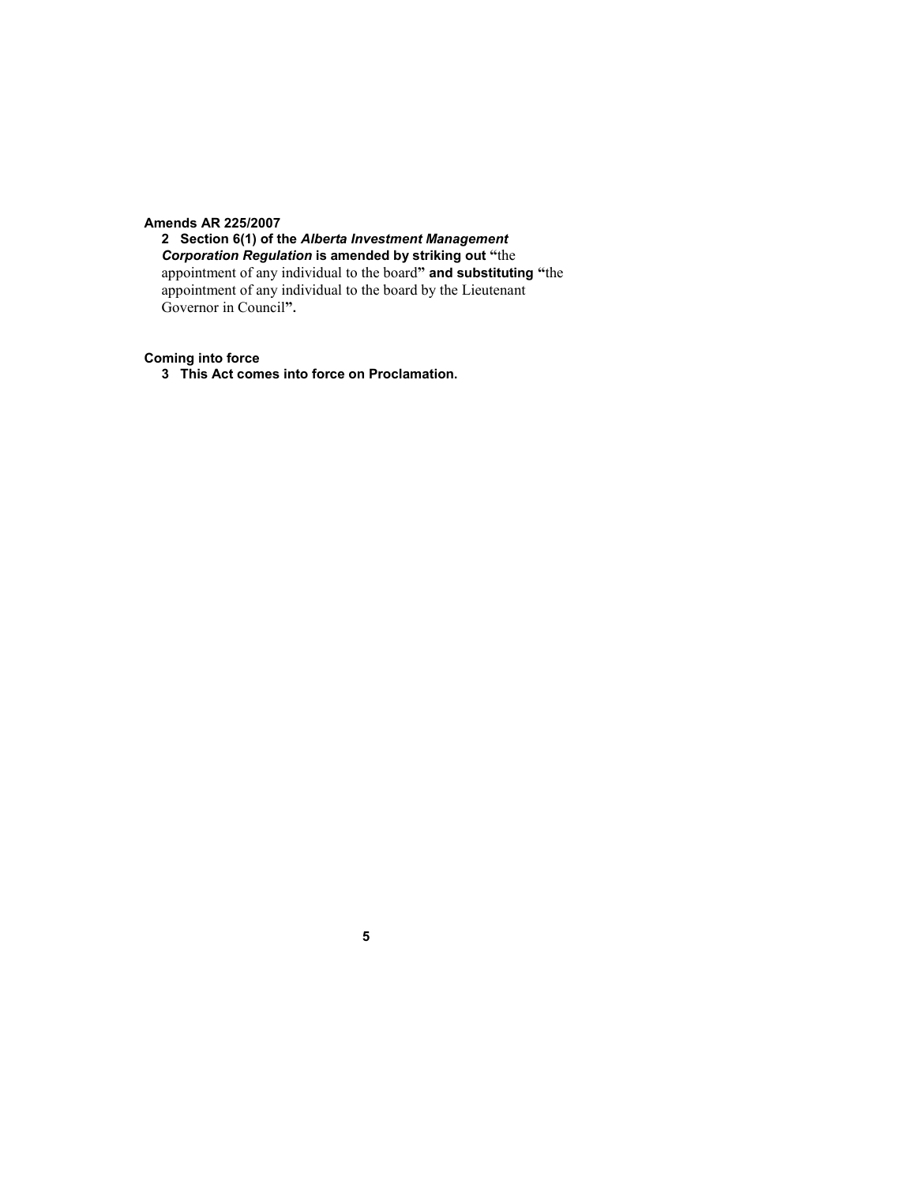**Amends AR 225/2007**

**2 Section 6(1) of the *Alberta Investment Management Corporation Regulation* is amended by striking out "**the appointment of any individual to the board**" and substituting "**the appointment of any individual to the board by the Lieutenant Governor in Council**".**

**Coming into force**

**3 This Act comes into force on Proclamation.**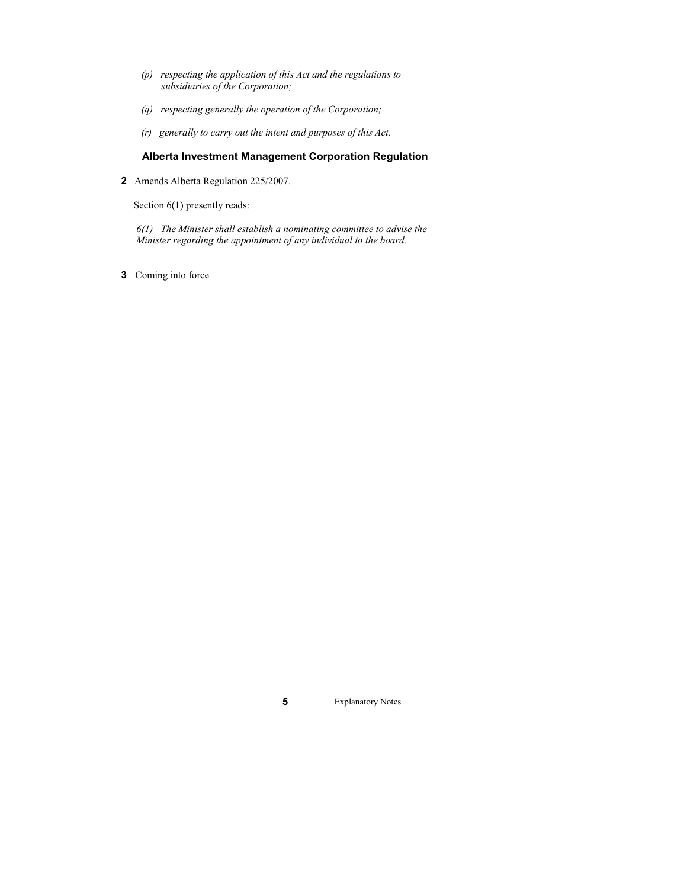*(p) respecting the application of this Act and the regulations to subsidiaries of the Corporation;*

*(q) respecting generally the operation of the Corporation;*

*(r) generally to carry out the intent and purposes of this Act.*

### Alberta Investment Management Corporation Regulation

**2** Amends Alberta Regulation 225/2007.

Section 6(1) presently reads:

*6(1) The Minister shall establish a nominating committee to advise the Minister regarding the appointment of any individual to the board.*

**3** Coming into force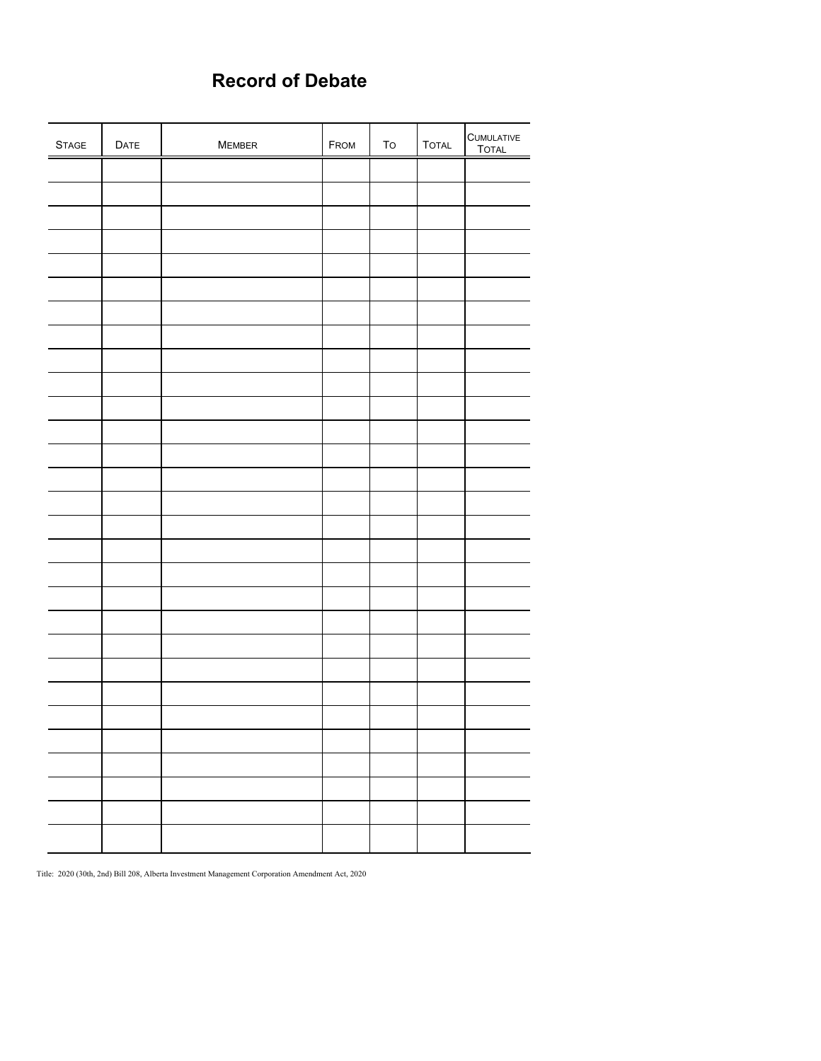# Record of Debate

| Stage | Date | Member | From | To | Total | Cumulative Total |
|---|---|---|---|---|---|---|
| | | | | | | |
| | | | | | | |
| | | | | | | |
| | | | | | | |
| | | | | | | |
| | | | | | | |
| | | | | | | |
| | | | | | | |
| | | | | | | |
| | | | | | | |
| | | | | | | |
| | | | | | | |
| | | | | | | |
| | | | | | | |
| | | | | | | |
| | | | | | | |
| | | | | | | |
| | | | | | | |
| | | | | | | |
| | | | | | | |
| | | | | | | |
| | | | | | | |
| | | | | | | |
| | | | | | | |
| | | | | | | |
| | | | | | | |
| | | | | | | |
| | | | | | | |
| | | | | | | |

Title: 2020 (30th, 2nd) Bill 208, Alberta Investment Management Corporation Amendment Act, 2020